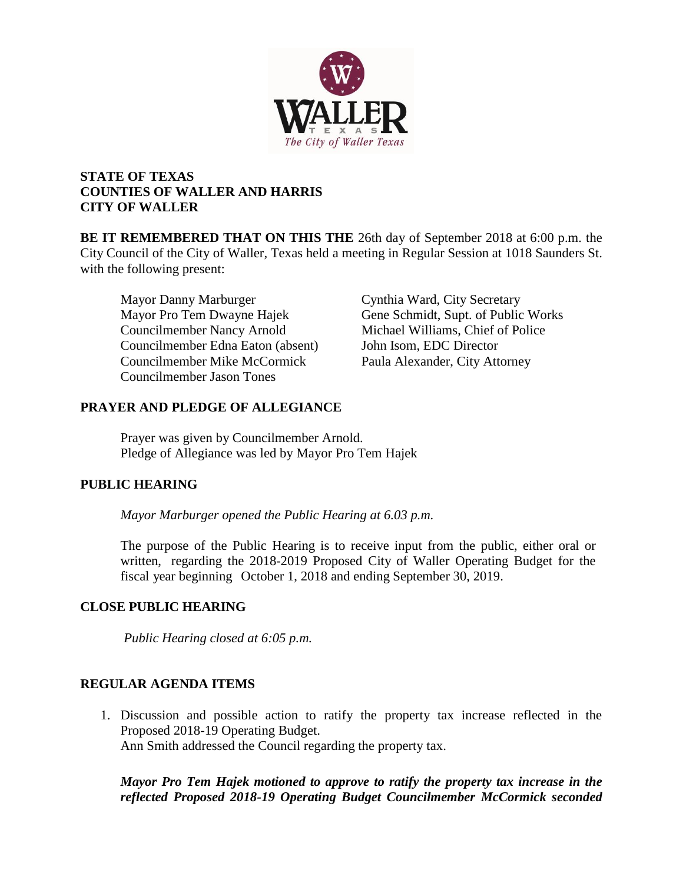**STATE OF TEXAS**
**COUNTIES OF WALLER AND HARRIS**
**CITY OF WALLER**

**BE IT REMEMBERED THAT ON THIS THE** 26th day of September 2018 at 6:00 p.m. the City Council of the City of Waller, Texas held a meeting in Regular Session at 1018 Saunders St. with the following present:

Mayor Danny Marburger
Mayor Pro Tem Dwayne Hajek
Councilmember Nancy Arnold
Councilmember Edna Eaton (absent)
Councilmember Mike McCormick
Councilmember Jason Tones

Cynthia Ward, City Secretary
Gene Schmidt, Supt. of Public Works
Michael Williams, Chief of Police
John Isom, EDC Director
Paula Alexander, City Attorney

## PRAYER AND PLEDGE OF ALLEGIANCE

Prayer was given by Councilmember Arnold.
Pledge of Allegiance was led by Mayor Pro Tem Hajek

## PUBLIC HEARING

*Mayor Marburger opened the Public Hearing at 6.03 p.m.*

The purpose of the Public Hearing is to receive input from the public, either oral or written, regarding the 2018-2019 Proposed City of Waller Operating Budget for the fiscal year beginning October 1, 2018 and ending September 30, 2019.

## CLOSE PUBLIC HEARING

*Public Hearing closed at 6:05 p.m.*

## REGULAR AGENDA ITEMS

1. Discussion and possible action to ratify the property tax increase reflected in the Proposed 2018-19 Operating Budget.
   Ann Smith addressed the Council regarding the property tax.

   ***Mayor Pro Tem Hajek motioned to approve to ratify the property tax increase in the reflected Proposed 2018-19 Operating Budget Councilmember McCormick seconded***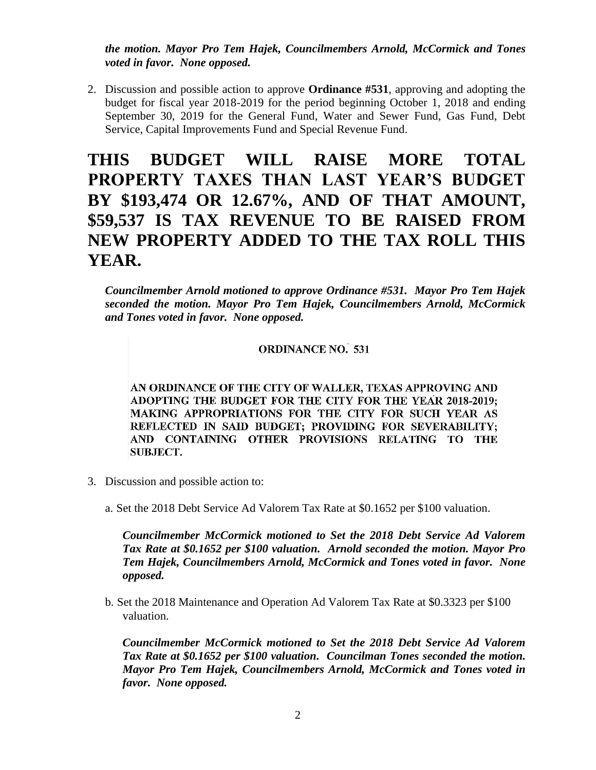***the motion. Mayor Pro Tem Hajek, Councilmembers Arnold, McCormick and Tones voted in favor. None opposed.***

2. Discussion and possible action to approve **Ordinance #531**, approving and adopting the budget for fiscal year 2018-2019 for the period beginning October 1, 2018 and ending September 30, 2019 for the General Fund, Water and Sewer Fund, Gas Fund, Debt Service, Capital Improvements Fund and Special Revenue Fund.

# THIS BUDGET WILL RAISE MORE TOTAL PROPERTY TAXES THAN LAST YEAR'S BUDGET BY $193,474 OR 12.67%, AND OF THAT AMOUNT, $59,537 IS TAX REVENUE TO BE RAISED FROM NEW PROPERTY ADDED TO THE TAX ROLL THIS YEAR.

***Councilmember Arnold motioned to approve Ordinance #531. Mayor Pro Tem Hajek seconded the motion. Mayor Pro Tem Hajek, Councilmembers Arnold, McCormick and Tones voted in favor. None opposed.***

ORDINANCE NO. 531

AN ORDINANCE OF THE CITY OF WALLER, TEXAS APPROVING AND ADOPTING THE BUDGET FOR THE CITY FOR THE YEAR 2018-2019; MAKING APPROPRIATIONS FOR THE CITY FOR SUCH YEAR AS REFLECTED IN SAID BUDGET; PROVIDING FOR SEVERABILITY; AND CONTAINING OTHER PROVISIONS RELATING TO THE SUBJECT.

3. Discussion and possible action to:

   a. Set the 2018 Debt Service Ad Valorem Tax Rate at $0.1652 per $100 valuation.

   ***Councilmember McCormick motioned to Set the 2018 Debt Service Ad Valorem Tax Rate at $0.1652 per $100 valuation. Arnold seconded the motion. Mayor Pro Tem Hajek, Councilmembers Arnold, McCormick and Tones voted in favor. None opposed.***

   b. Set the 2018 Maintenance and Operation Ad Valorem Tax Rate at $0.3323 per $100 valuation.

   ***Councilmember McCormick motioned to Set the 2018 Debt Service Ad Valorem Tax Rate at $0.1652 per $100 valuation. Councilman Tones seconded the motion. Mayor Pro Tem Hajek, Councilmembers Arnold, McCormick and Tones voted in favor. None opposed.***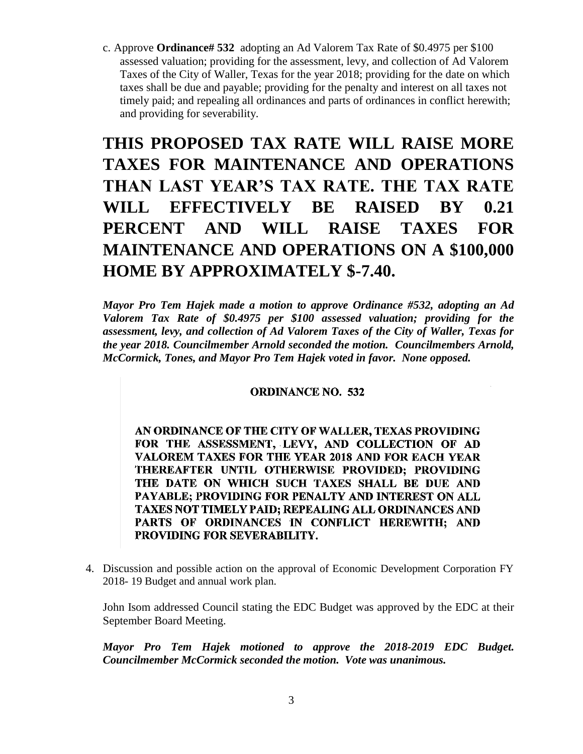c. Approve **Ordinance# 532** adopting an Ad Valorem Tax Rate of $0.4975 per $100 assessed valuation; providing for the assessment, levy, and collection of Ad Valorem Taxes of the City of Waller, Texas for the year 2018; providing for the date on which taxes shall be due and payable; providing for the penalty and interest on all taxes not timely paid; and repealing all ordinances and parts of ordinances in conflict herewith; and providing for severability.

**THIS PROPOSED TAX RATE WILL RAISE MORE TAXES FOR MAINTENANCE AND OPERATIONS THAN LAST YEAR'S TAX RATE. THE TAX RATE WILL EFFECTIVELY BE RAISED BY 0.21 PERCENT AND WILL RAISE TAXES FOR MAINTENANCE AND OPERATIONS ON A $100,000 HOME BY APPROXIMATELY $-7.40.**

***Mayor Pro Tem Hajek made a motion to approve Ordinance #532, adopting an Ad Valorem Tax Rate of $0.4975 per $100 assessed valuation; providing for the assessment, levy, and collection of Ad Valorem Taxes of the City of Waller, Texas for the year 2018. Councilmember Arnold seconded the motion. Councilmembers Arnold, McCormick, Tones, and Mayor Pro Tem Hajek voted in favor. None opposed.***

**ORDINANCE NO. 532**

**AN ORDINANCE OF THE CITY OF WALLER, TEXAS PROVIDING FOR THE ASSESSMENT, LEVY, AND COLLECTION OF AD VALOREM TAXES FOR THE YEAR 2018 AND FOR EACH YEAR THEREAFTER UNTIL OTHERWISE PROVIDED; PROVIDING THE DATE ON WHICH SUCH TAXES SHALL BE DUE AND PAYABLE; PROVIDING FOR PENALTY AND INTEREST ON ALL TAXES NOT TIMELY PAID; REPEALING ALL ORDINANCES AND PARTS OF ORDINANCES IN CONFLICT HEREWITH; AND PROVIDING FOR SEVERABILITY.**

4. Discussion and possible action on the approval of Economic Development Corporation FY 2018- 19 Budget and annual work plan.

   John Isom addressed Council stating the EDC Budget was approved by the EDC at their September Board Meeting.

   ***Mayor Pro Tem Hajek motioned to approve the 2018-2019 EDC Budget. Councilmember McCormick seconded the motion. Vote was unanimous.***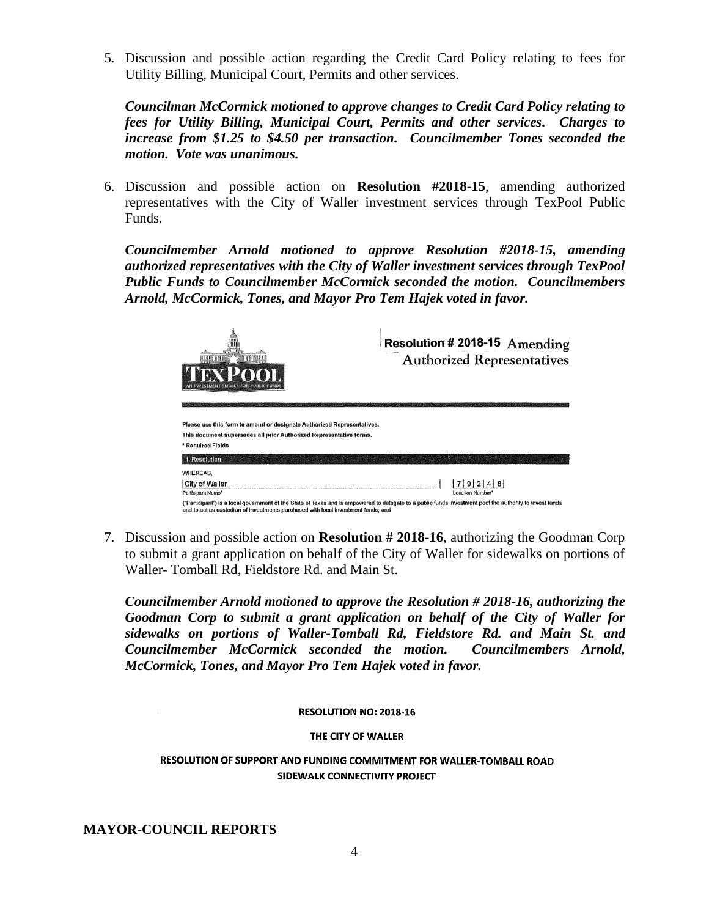5. Discussion and possible action regarding the Credit Card Policy relating to fees for Utility Billing, Municipal Court, Permits and other services.

   ***Councilman McCormick motioned to approve changes to Credit Card Policy relating to fees for Utility Billing, Municipal Court, Permits and other services. Charges to increase from $1.25 to $4.50 per transaction. Councilmember Tones seconded the motion. Vote was unanimous.***

6. Discussion and possible action on **Resolution #2018-15**, amending authorized representatives with the City of Waller investment services through TexPool Public Funds.

   ***Councilmember Arnold motioned to approve Resolution #2018-15, amending authorized representatives with the City of Waller investment services through TexPool Public Funds to Councilmember McCormick seconded the motion. Councilmembers Arnold, McCormick, Tones, and Mayor Pro Tem Hajek voted in favor.***

TEXPOOL
AN INVESTMENT SERVICE FOR PUBLIC FUNDS

**Resolution # 2018-15** Amending Authorized Representatives

Please use this form to amend or designate Authorized Representatives.
This document supersedes all prior Authorized Representative forms.
* Required Fields

1. Resolution

WHEREAS,

| City of Waller | 7 9 2 4 8 |
|---|---|
| Participant Name* | Location Number* |

("Participant") is a local government of the State of Texas and is empowered to delegate to a public funds investment pool the authority to invest funds and to act as custodian of investments purchased with local investment funds; and

7. Discussion and possible action on **Resolution # 2018-16**, authorizing the Goodman Corp to submit a grant application on behalf of the City of Waller for sidewalks on portions of Waller- Tomball Rd, Fieldstore Rd. and Main St.

   ***Councilmember Arnold motioned to approve the Resolution # 2018-16, authorizing the Goodman Corp to submit a grant application on behalf of the City of Waller for sidewalks on portions of Waller-Tomball Rd, Fieldstore Rd. and Main St. and Councilmember McCormick seconded the motion. Councilmembers Arnold, McCormick, Tones, and Mayor Pro Tem Hajek voted in favor.***

**RESOLUTION NO: 2018-16**

**THE CITY OF WALLER**

**RESOLUTION OF SUPPORT AND FUNDING COMMITMENT FOR WALLER-TOMBALL ROAD SIDEWALK CONNECTIVITY PROJECT**

## MAYOR-COUNCIL REPORTS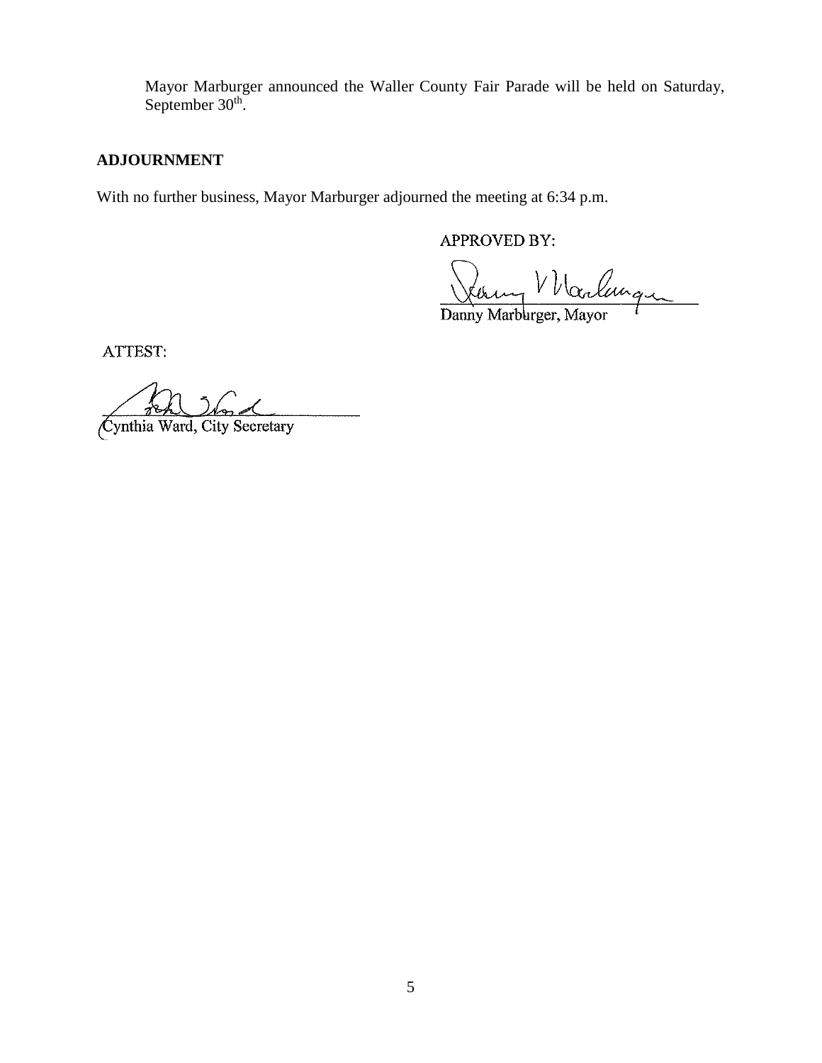Mayor Marburger announced the Waller County Fair Parade will be held on Saturday, September 30th.

**ADJOURNMENT**

With no further business, Mayor Marburger adjourned the meeting at 6:34 p.m.

APPROVED BY:

Danny Marburger, Mayor

ATTEST:

Cynthia Ward, City Secretary